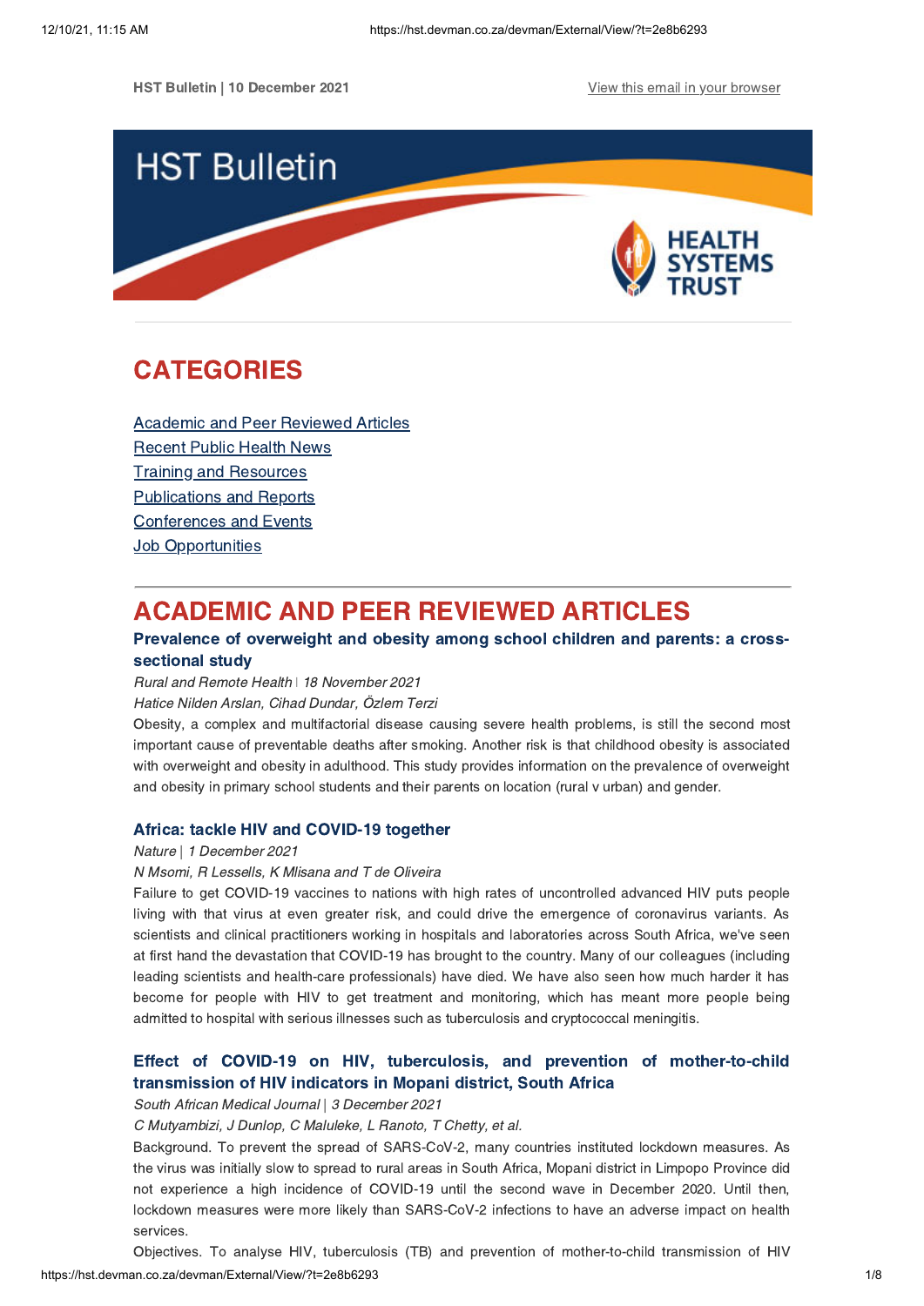HST Bulletin | 10 December 2021

View this email in your browser

# HST Bulletin

HEALTH SYSTEMS TRUST

## CATEGORIES

- Academic and Peer Reviewed Articles
- Recent Public Health News
- Training and Resources
- Publications and Reports
- Conferences and Events
- Job Opportunities

## ACADEMIC AND PEER REVIEWED ARTICLES

### Prevalence of overweight and obesity among school children and parents: a cross-sectional study

*Rural and Remote Health | 18 November 2021*

*Hatice Nilden Arslan, Cihad Dundar, Özlem Terzi*

Obesity, a complex and multifactorial disease causing severe health problems, is still the second most important cause of preventable deaths after smoking. Another risk is that childhood obesity is associated with overweight and obesity in adulthood. This study provides information on the prevalence of overweight and obesity in primary school students and their parents on location (rural v urban) and gender.

### Africa: tackle HIV and COVID-19 together

*Nature | 1 December 2021*

*N Msomi, R Lessells, K Mlisana and T de Oliveira*

Failure to get COVID-19 vaccines to nations with high rates of uncontrolled advanced HIV puts people living with that virus at even greater risk, and could drive the emergence of coronavirus variants. As scientists and clinical practitioners working in hospitals and laboratories across South Africa, we've seen at first hand the devastation that COVID-19 has brought to the country. Many of our colleagues (including leading scientists and health-care professionals) have died. We have also seen how much harder it has become for people with HIV to get treatment and monitoring, which has meant more people being admitted to hospital with serious illnesses such as tuberculosis and cryptococcal meningitis.

### Effect of COVID-19 on HIV, tuberculosis, and prevention of mother-to-child transmission of HIV indicators in Mopani district, South Africa

*South African Medical Journal | 3 December 2021*

*C Mutyambizi, J Dunlop, C Maluleke, L Ranoto, T Chetty, et al.*

Background. To prevent the spread of SARS-CoV-2, many countries instituted lockdown measures. As the virus was initially slow to spread to rural areas in South Africa, Mopani district in Limpopo Province did not experience a high incidence of COVID-19 until the second wave in December 2020. Until then, lockdown measures were more likely than SARS-CoV-2 infections to have an adverse impact on health services.

Objectives. To analyse HIV, tuberculosis (TB) and prevention of mother-to-child transmission of HIV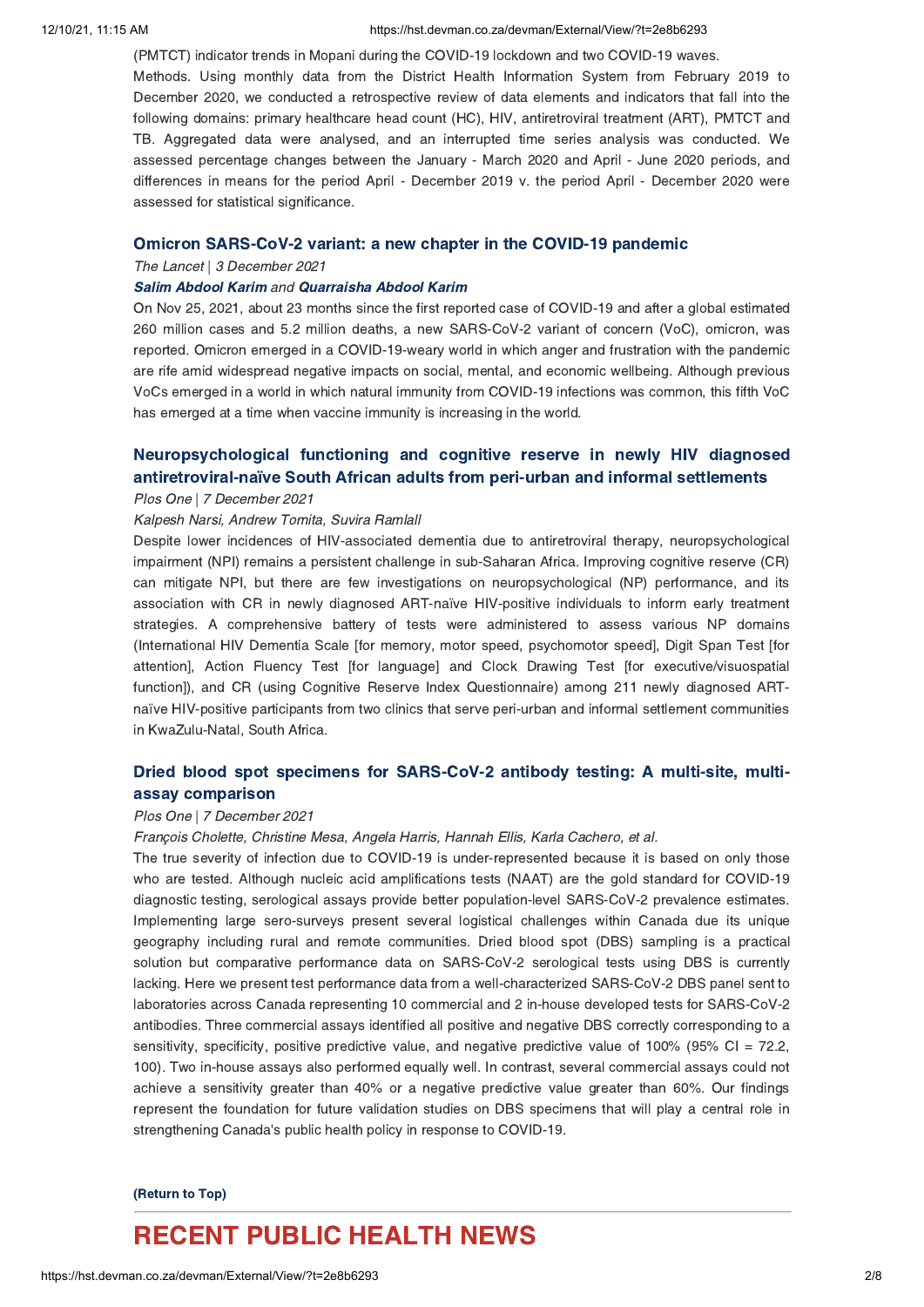(PMTCT) indicator trends in Mopani during the COVID-19 lockdown and two COVID-19 waves.

Methods. Using monthly data from the District Health Information System from February 2019 to December 2020, we conducted a retrospective review of data elements and indicators that fall into the following domains: primary healthcare head count (HC), HIV, antiretroviral treatment (ART), PMTCT and TB. Aggregated data were analysed, and an interrupted time series analysis was conducted. We assessed percentage changes between the January - March 2020 and April - June 2020 periods, and differences in means for the period April - December 2019 v. the period April - December 2020 were assessed for statistical significance.

### Omicron SARS-CoV-2 variant: a new chapter in the COVID-19 pandemic

*The Lancet | 3 December 2021*

***Salim Abdool Karim*** *and* ***Quarraisha Abdool Karim***

On Nov 25, 2021, about 23 months since the first reported case of COVID-19 and after a global estimated 260 million cases and 5.2 million deaths, a new SARS-CoV-2 variant of concern (VoC), omicron, was reported. Omicron emerged in a COVID-19-weary world in which anger and frustration with the pandemic are rife amid widespread negative impacts on social, mental, and economic wellbeing. Although previous VoCs emerged in a world in which natural immunity from COVID-19 infections was common, this fifth VoC has emerged at a time when vaccine immunity is increasing in the world.

### Neuropsychological functioning and cognitive reserve in newly HIV diagnosed antiretroviral-naïve South African adults from peri-urban and informal settlements

*Plos One | 7 December 2021*

*Kalpesh Narsi, Andrew Tomita, Suvira Ramlall*

Despite lower incidences of HIV-associated dementia due to antiretroviral therapy, neuropsychological impairment (NPI) remains a persistent challenge in sub-Saharan Africa. Improving cognitive reserve (CR) can mitigate NPI, but there are few investigations on neuropsychological (NP) performance, and its association with CR in newly diagnosed ART-naïve HIV-positive individuals to inform early treatment strategies. A comprehensive battery of tests were administered to assess various NP domains (International HIV Dementia Scale [for memory, motor speed, psychomotor speed], Digit Span Test [for attention], Action Fluency Test [for language] and Clock Drawing Test [for executive/visuospatial function]), and CR (using Cognitive Reserve Index Questionnaire) among 211 newly diagnosed ART-naïve HIV-positive participants from two clinics that serve peri-urban and informal settlement communities in KwaZulu-Natal, South Africa.

### Dried blood spot specimens for SARS-CoV-2 antibody testing: A multi-site, multi-assay comparison

*Plos One | 7 December 2021*

*François Cholette, Christine Mesa, Angela Harris, Hannah Ellis, Karla Cachero, et al.*

The true severity of infection due to COVID-19 is under-represented because it is based on only those who are tested. Although nucleic acid amplifications tests (NAAT) are the gold standard for COVID-19 diagnostic testing, serological assays provide better population-level SARS-CoV-2 prevalence estimates. Implementing large sero-surveys present several logistical challenges within Canada due its unique geography including rural and remote communities. Dried blood spot (DBS) sampling is a practical solution but comparative performance data on SARS-CoV-2 serological tests using DBS is currently lacking. Here we present test performance data from a well-characterized SARS-CoV-2 DBS panel sent to laboratories across Canada representing 10 commercial and 2 in-house developed tests for SARS-CoV-2 antibodies. Three commercial assays identified all positive and negative DBS correctly corresponding to a sensitivity, specificity, positive predictive value, and negative predictive value of 100% (95% CI = 72.2, 100). Two in-house assays also performed equally well. In contrast, several commercial assays could not achieve a sensitivity greater than 40% or a negative predictive value greater than 60%. Our findings represent the foundation for future validation studies on DBS specimens that will play a central role in strengthening Canada's public health policy in response to COVID-19.

**(Return to Top)**

## RECENT PUBLIC HEALTH NEWS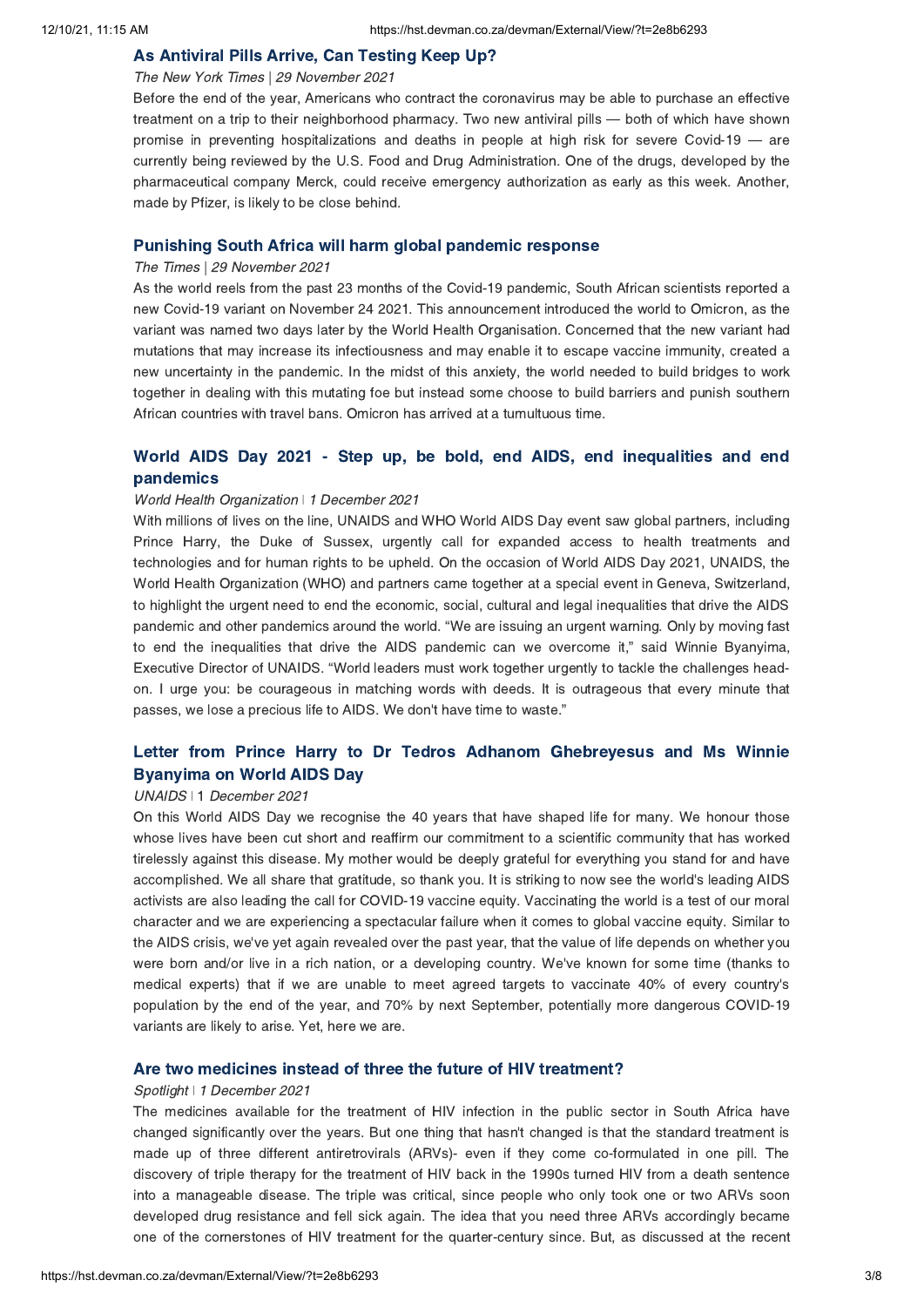## As Antiviral Pills Arrive, Can Testing Keep Up?

*The New York Times | 29 November 2021*

Before the end of the year, Americans who contract the coronavirus may be able to purchase an effective treatment on a trip to their neighborhood pharmacy. Two new antiviral pills — both of which have shown promise in preventing hospitalizations and deaths in people at high risk for severe Covid-19 — are currently being reviewed by the U.S. Food and Drug Administration. One of the drugs, developed by the pharmaceutical company Merck, could receive emergency authorization as early as this week. Another, made by Pfizer, is likely to be close behind.

## Punishing South Africa will harm global pandemic response

*The Times | 29 November 2021*

As the world reels from the past 23 months of the Covid-19 pandemic, South African scientists reported a new Covid-19 variant on November 24 2021. This announcement introduced the world to Omicron, as the variant was named two days later by the World Health Organisation. Concerned that the new variant had mutations that may increase its infectiousness and may enable it to escape vaccine immunity, created a new uncertainty in the pandemic. In the midst of this anxiety, the world needed to build bridges to work together in dealing with this mutating foe but instead some choose to build barriers and punish southern African countries with travel bans. Omicron has arrived at a tumultuous time.

## World AIDS Day 2021 - Step up, be bold, end AIDS, end inequalities and end pandemics

*World Health Organization | 1 December 2021*

With millions of lives on the line, UNAIDS and WHO World AIDS Day event saw global partners, including Prince Harry, the Duke of Sussex, urgently call for expanded access to health treatments and technologies and for human rights to be upheld. On the occasion of World AIDS Day 2021, UNAIDS, the World Health Organization (WHO) and partners came together at a special event in Geneva, Switzerland, to highlight the urgent need to end the economic, social, cultural and legal inequalities that drive the AIDS pandemic and other pandemics around the world. "We are issuing an urgent warning. Only by moving fast to end the inequalities that drive the AIDS pandemic can we overcome it," said Winnie Byanyima, Executive Director of UNAIDS. "World leaders must work together urgently to tackle the challenges head-on. I urge you: be courageous in matching words with deeds. It is outrageous that every minute that passes, we lose a precious life to AIDS. We don't have time to waste."

## Letter from Prince Harry to Dr Tedros Adhanom Ghebreyesus and Ms Winnie Byanyima on World AIDS Day

*UNAIDS | 1 December 2021*

On this World AIDS Day we recognise the 40 years that have shaped life for many. We honour those whose lives have been cut short and reaffirm our commitment to a scientific community that has worked tirelessly against this disease. My mother would be deeply grateful for everything you stand for and have accomplished. We all share that gratitude, so thank you. It is striking to now see the world's leading AIDS activists are also leading the call for COVID-19 vaccine equity. Vaccinating the world is a test of our moral character and we are experiencing a spectacular failure when it comes to global vaccine equity. Similar to the AIDS crisis, we've yet again revealed over the past year, that the value of life depends on whether you were born and/or live in a rich nation, or a developing country. We've known for some time (thanks to medical experts) that if we are unable to meet agreed targets to vaccinate 40% of every country's population by the end of the year, and 70% by next September, potentially more dangerous COVID-19 variants are likely to arise. Yet, here we are.

## Are two medicines instead of three the future of HIV treatment?

*Spotlight | 1 December 2021*

The medicines available for the treatment of HIV infection in the public sector in South Africa have changed significantly over the years. But one thing that hasn't changed is that the standard treatment is made up of three different antiretrovirals (ARVs)- even if they come co-formulated in one pill. The discovery of triple therapy for the treatment of HIV back in the 1990s turned HIV from a death sentence into a manageable disease. The triple was critical, since people who only took one or two ARVs soon developed drug resistance and fell sick again. The idea that you need three ARVs accordingly became one of the cornerstones of HIV treatment for the quarter-century since. But, as discussed at the recent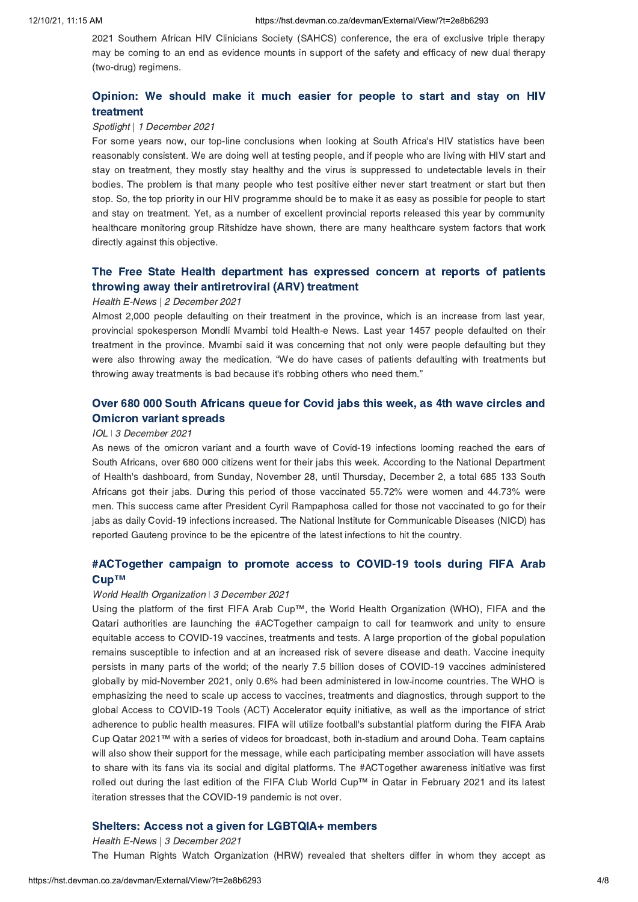2021 Southern African HIV Clinicians Society (SAHCS) conference, the era of exclusive triple therapy may be coming to an end as evidence mounts in support of the safety and efficacy of new dual therapy (two-drug) regimens.

### Opinion: We should make it much easier for people to start and stay on HIV treatment

*Spotlight* | *1 December 2021*

For some years now, our top-line conclusions when looking at South Africa's HIV statistics have been reasonably consistent. We are doing well at testing people, and if people who are living with HIV start and stay on treatment, they mostly stay healthy and the virus is suppressed to undetectable levels in their bodies. The problem is that many people who test positive either never start treatment or start but then stop. So, the top priority in our HIV programme should be to make it as easy as possible for people to start and stay on treatment. Yet, as a number of excellent provincial reports released this year by community healthcare monitoring group Ritshidze have shown, there are many healthcare system factors that work directly against this objective.

### The Free State Health department has expressed concern at reports of patients throwing away their antiretroviral (ARV) treatment

*Health E-News* | *2 December 2021*

Almost 2,000 people defaulting on their treatment in the province, which is an increase from last year, provincial spokesperson Mondli Mvambi told Health-e News. Last year 1457 people defaulted on their treatment in the province. Mvambi said it was concerning that not only were people defaulting but they were also throwing away the medication. "We do have cases of patients defaulting with treatments but throwing away treatments is bad because it's robbing others who need them."

### Over 680 000 South Africans queue for Covid jabs this week, as 4th wave circles and Omicron variant spreads

*IOL* | *3 December 2021*

As news of the omicron variant and a fourth wave of Covid-19 infections looming reached the ears of South Africans, over 680 000 citizens went for their jabs this week. According to the National Department of Health's dashboard, from Sunday, November 28, until Thursday, December 2, a total 685 133 South Africans got their jabs. During this period of those vaccinated 55.72% were women and 44.73% were men. This success came after President Cyril Rampaphosa called for those not vaccinated to go for their jabs as daily Covid-19 infections increased. The National Institute for Communicable Diseases (NICD) has reported Gauteng province to be the epicentre of the latest infections to hit the country.

### #ACTogether campaign to promote access to COVID-19 tools during FIFA Arab Cup™

*World Health Organization* | *3 December 2021*

Using the platform of the first FIFA Arab Cup™, the World Health Organization (WHO), FIFA and the Qatari authorities are launching the #ACTogether campaign to call for teamwork and unity to ensure equitable access to COVID-19 vaccines, treatments and tests. A large proportion of the global population remains susceptible to infection and at an increased risk of severe disease and death. Vaccine inequity persists in many parts of the world; of the nearly 7.5 billion doses of COVID-19 vaccines administered globally by mid-November 2021, only 0.6% had been administered in low-income countries. The WHO is emphasizing the need to scale up access to vaccines, treatments and diagnostics, through support to the global Access to COVID-19 Tools (ACT) Accelerator equity initiative, as well as the importance of strict adherence to public health measures. FIFA will utilize football's substantial platform during the FIFA Arab Cup Qatar 2021™ with a series of videos for broadcast, both in-stadium and around Doha. Team captains will also show their support for the message, while each participating member association will have assets to share with its fans via its social and digital platforms. The #ACTogether awareness initiative was first rolled out during the last edition of the FIFA Club World Cup™ in Qatar in February 2021 and its latest iteration stresses that the COVID-19 pandemic is not over.

### Shelters: Access not a given for LGBTQIA+ members

*Health E-News* | *3 December 2021*

The Human Rights Watch Organization (HRW) revealed that shelters differ in whom they accept as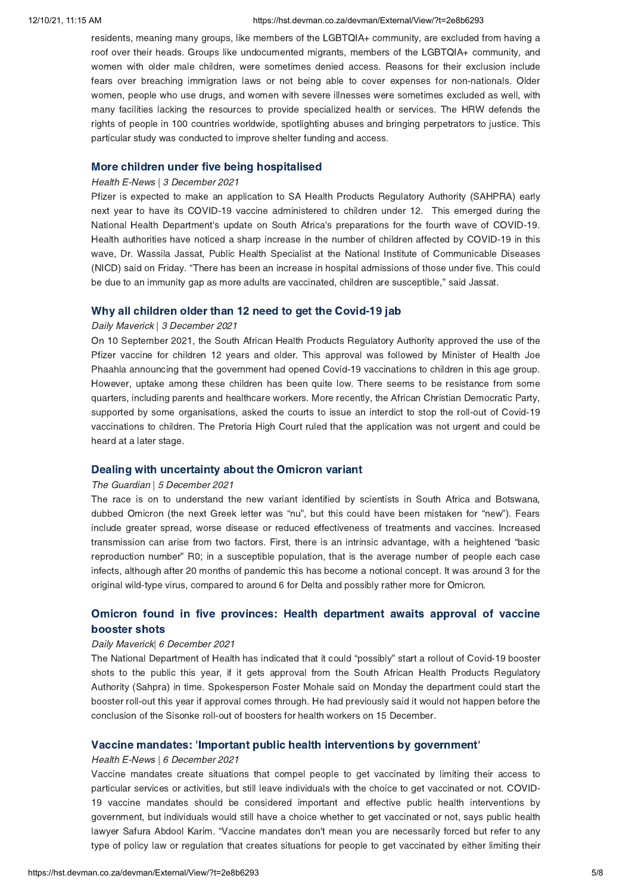residents, meaning many groups, like members of the LGBTQIA+ community, are excluded from having a roof over their heads. Groups like undocumented migrants, members of the LGBTQIA+ community, and women with older male children, were sometimes denied access. Reasons for their exclusion include fears over breaching immigration laws or not being able to cover expenses for non-nationals. Older women, people who use drugs, and women with severe illnesses were sometimes excluded as well, with many facilities lacking the resources to provide specialized health or services. The HRW defends the rights of people in 100 countries worldwide, spotlighting abuses and bringing perpetrators to justice. This particular study was conducted to improve shelter funding and access.

### More children under five being hospitalised

*Health E-News | 3 December 2021*

Pfizer is expected to make an application to SA Health Products Regulatory Authority (SAHPRA) early next year to have its COVID-19 vaccine administered to children under 12. This emerged during the National Health Department's update on South Africa's preparations for the fourth wave of COVID-19. Health authorities have noticed a sharp increase in the number of children affected by COVID-19 in this wave, Dr. Wassila Jassat, Public Health Specialist at the National Institute of Communicable Diseases (NICD) said on Friday. "There has been an increase in hospital admissions of those under five. This could be due to an immunity gap as more adults are vaccinated, children are susceptible," said Jassat.

### Why all children older than 12 need to get the Covid-19 jab

*Daily Maverick | 3 December 2021*

On 10 September 2021, the South African Health Products Regulatory Authority approved the use of the Pfizer vaccine for children 12 years and older. This approval was followed by Minister of Health Joe Phaahla announcing that the government had opened Covid-19 vaccinations to children in this age group. However, uptake among these children has been quite low. There seems to be resistance from some quarters, including parents and healthcare workers. More recently, the African Christian Democratic Party, supported by some organisations, asked the courts to issue an interdict to stop the roll-out of Covid-19 vaccinations to children. The Pretoria High Court ruled that the application was not urgent and could be heard at a later stage.

### Dealing with uncertainty about the Omicron variant

*The Guardian | 5 December 2021*

The race is on to understand the new variant identified by scientists in South Africa and Botswana, dubbed Omicron (the next Greek letter was "nu", but this could have been mistaken for "new"). Fears include greater spread, worse disease or reduced effectiveness of treatments and vaccines. Increased transmission can arise from two factors. First, there is an intrinsic advantage, with a heightened "basic reproduction number" R0; in a susceptible population, that is the average number of people each case infects, although after 20 months of pandemic this has become a notional concept. It was around 3 for the original wild-type virus, compared to around 6 for Delta and possibly rather more for Omicron.

### Omicron found in five provinces: Health department awaits approval of vaccine booster shots

*Daily Maverick| 6 December 2021*

The National Department of Health has indicated that it could "possibly" start a rollout of Covid-19 booster shots to the public this year, if it gets approval from the South African Health Products Regulatory Authority (Sahpra) in time. Spokesperson Foster Mohale said on Monday the department could start the booster roll-out this year if approval comes through. He had previously said it would not happen before the conclusion of the Sisonke roll-out of boosters for health workers on 15 December.

### Vaccine mandates: 'Important public health interventions by government'

*Health E-News | 6 December 2021*

Vaccine mandates create situations that compel people to get vaccinated by limiting their access to particular services or activities, but still leave individuals with the choice to get vaccinated or not. COVID-19 vaccine mandates should be considered important and effective public health interventions by government, but individuals would still have a choice whether to get vaccinated or not, says public health lawyer Safura Abdool Karim. "Vaccine mandates don't mean you are necessarily forced but refer to any type of policy law or regulation that creates situations for people to get vaccinated by either limiting their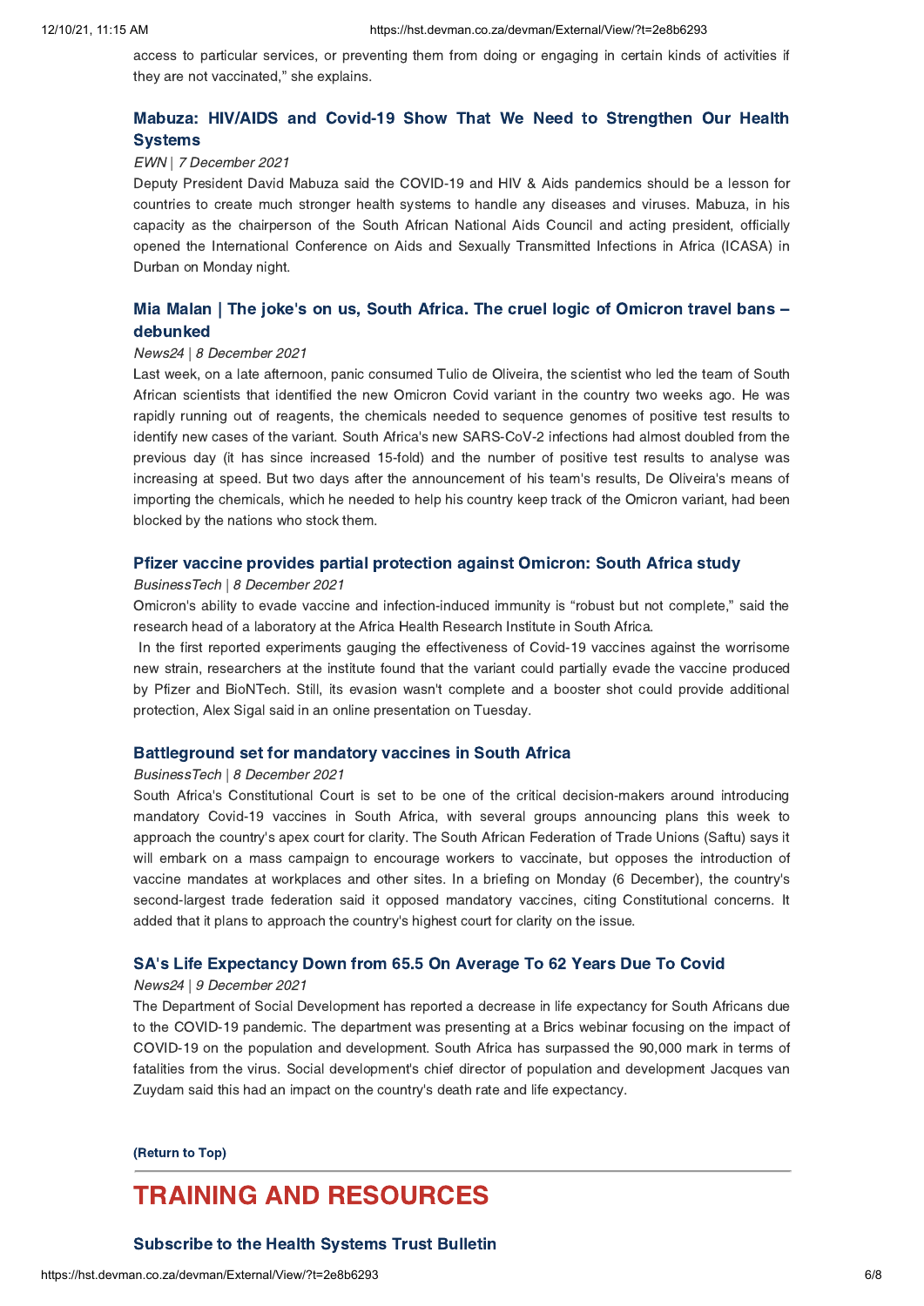access to particular services, or preventing them from doing or engaging in certain kinds of activities if they are not vaccinated," she explains.

### Mabuza: HIV/AIDS and Covid-19 Show That We Need to Strengthen Our Health Systems

*EWN | 7 December 2021*

Deputy President David Mabuza said the COVID-19 and HIV & Aids pandemics should be a lesson for countries to create much stronger health systems to handle any diseases and viruses. Mabuza, in his capacity as the chairperson of the South African National Aids Council and acting president, officially opened the International Conference on Aids and Sexually Transmitted Infections in Africa (ICASA) in Durban on Monday night.

### Mia Malan | The joke's on us, South Africa. The cruel logic of Omicron travel bans – debunked

*News24 | 8 December 2021*

Last week, on a late afternoon, panic consumed Tulio de Oliveira, the scientist who led the team of South African scientists that identified the new Omicron Covid variant in the country two weeks ago. He was rapidly running out of reagents, the chemicals needed to sequence genomes of positive test results to identify new cases of the variant. South Africa's new SARS-CoV-2 infections had almost doubled from the previous day (it has since increased 15-fold) and the number of positive test results to analyse was increasing at speed. But two days after the announcement of his team's results, De Oliveira's means of importing the chemicals, which he needed to help his country keep track of the Omicron variant, had been blocked by the nations who stock them.

### Pfizer vaccine provides partial protection against Omicron: South Africa study

*BusinessTech | 8 December 2021*

Omicron's ability to evade vaccine and infection-induced immunity is "robust but not complete," said the research head of a laboratory at the Africa Health Research Institute in South Africa.

In the first reported experiments gauging the effectiveness of Covid-19 vaccines against the worrisome new strain, researchers at the institute found that the variant could partially evade the vaccine produced by Pfizer and BioNTech. Still, its evasion wasn't complete and a booster shot could provide additional protection, Alex Sigal said in an online presentation on Tuesday.

### Battleground set for mandatory vaccines in South Africa

*BusinessTech | 8 December 2021*

South Africa's Constitutional Court is set to be one of the critical decision-makers around introducing mandatory Covid-19 vaccines in South Africa, with several groups announcing plans this week to approach the country's apex court for clarity. The South African Federation of Trade Unions (Saftu) says it will embark on a mass campaign to encourage workers to vaccinate, but opposes the introduction of vaccine mandates at workplaces and other sites. In a briefing on Monday (6 December), the country's second-largest trade federation said it opposed mandatory vaccines, citing Constitutional concerns. It added that it plans to approach the country's highest court for clarity on the issue.

### SA's Life Expectancy Down from 65.5 On Average To 62 Years Due To Covid

*News24 | 9 December 2021*

The Department of Social Development has reported a decrease in life expectancy for South Africans due to the COVID-19 pandemic. The department was presenting at a Brics webinar focusing on the impact of COVID-19 on the population and development. South Africa has surpassed the 90,000 mark in terms of fatalities from the virus. Social development's chief director of population and development Jacques van Zuydam said this had an impact on the country's death rate and life expectancy.

**(Return to Top)**

## TRAINING AND RESOURCES

### Subscribe to the Health Systems Trust Bulletin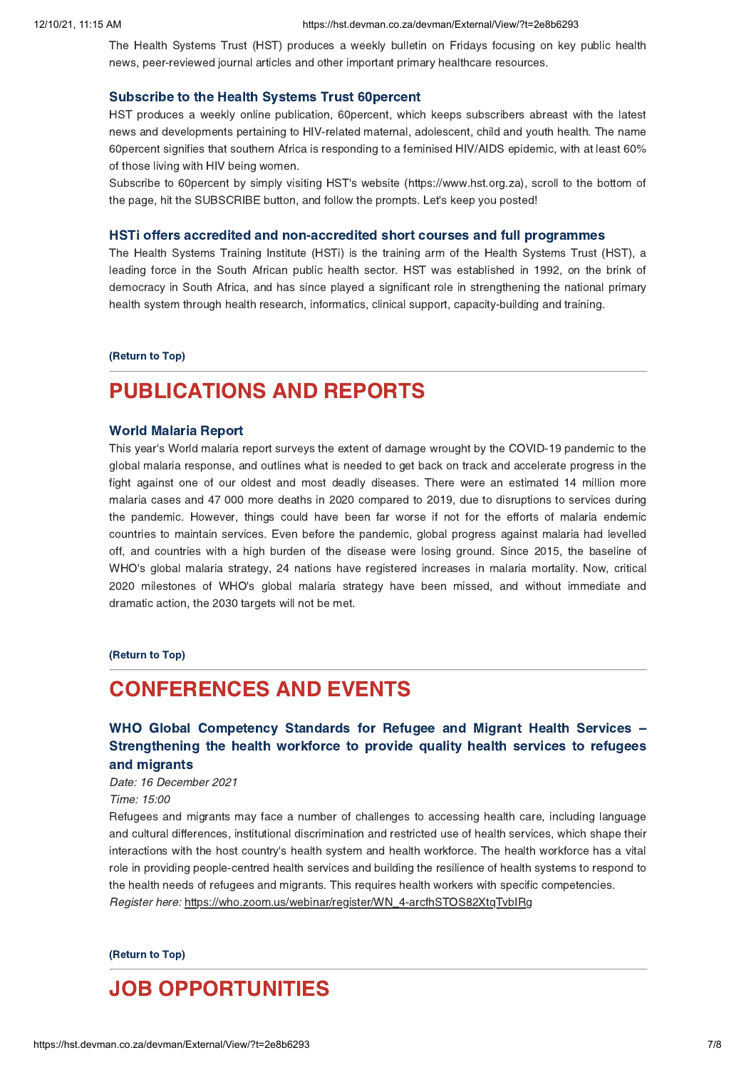The Health Systems Trust (HST) produces a weekly bulletin on Fridays focusing on key public health news, peer-reviewed journal articles and other important primary healthcare resources.

### Subscribe to the Health Systems Trust 60percent

HST produces a weekly online publication, 60percent, which keeps subscribers abreast with the latest news and developments pertaining to HIV-related maternal, adolescent, child and youth health. The name 60percent signifies that southern Africa is responding to a feminised HIV/AIDS epidemic, with at least 60% of those living with HIV being women.

Subscribe to 60percent by simply visiting HST's website (https://www.hst.org.za), scroll to the bottom of the page, hit the SUBSCRIBE button, and follow the prompts. Let's keep you posted!

### HSTi offers accredited and non-accredited short courses and full programmes

The Health Systems Training Institute (HSTi) is the training arm of the Health Systems Trust (HST), a leading force in the South African public health sector. HST was established in 1992, on the brink of democracy in South Africa, and has since played a significant role in strengthening the national primary health system through health research, informatics, clinical support, capacity-building and training.

**(Return to Top)**

## PUBLICATIONS AND REPORTS

### World Malaria Report

This year's World malaria report surveys the extent of damage wrought by the COVID-19 pandemic to the global malaria response, and outlines what is needed to get back on track and accelerate progress in the fight against one of our oldest and most deadly diseases. There were an estimated 14 million more malaria cases and 47 000 more deaths in 2020 compared to 2019, due to disruptions to services during the pandemic. However, things could have been far worse if not for the efforts of malaria endemic countries to maintain services. Even before the pandemic, global progress against malaria had levelled off, and countries with a high burden of the disease were losing ground. Since 2015, the baseline of WHO's global malaria strategy, 24 nations have registered increases in malaria mortality. Now, critical 2020 milestones of WHO's global malaria strategy have been missed, and without immediate and dramatic action, the 2030 targets will not be met.

**(Return to Top)**

## CONFERENCES AND EVENTS

### WHO Global Competency Standards for Refugee and Migrant Health Services – Strengthening the health workforce to provide quality health services to refugees and migrants

*Date: 16 December 2021*
*Time: 15:00*

Refugees and migrants may face a number of challenges to accessing health care, including language and cultural differences, institutional discrimination and restricted use of health services, which shape their interactions with the host country's health system and health workforce. The health workforce has a vital role in providing people-centred health services and building the resilience of health systems to respond to the health needs of refugees and migrants. This requires health workers with specific competencies.
*Register here:* https://who.zoom.us/webinar/register/WN_4-arcfhSTOS82XtqTvbIRg

**(Return to Top)**

## JOB OPPORTUNITIES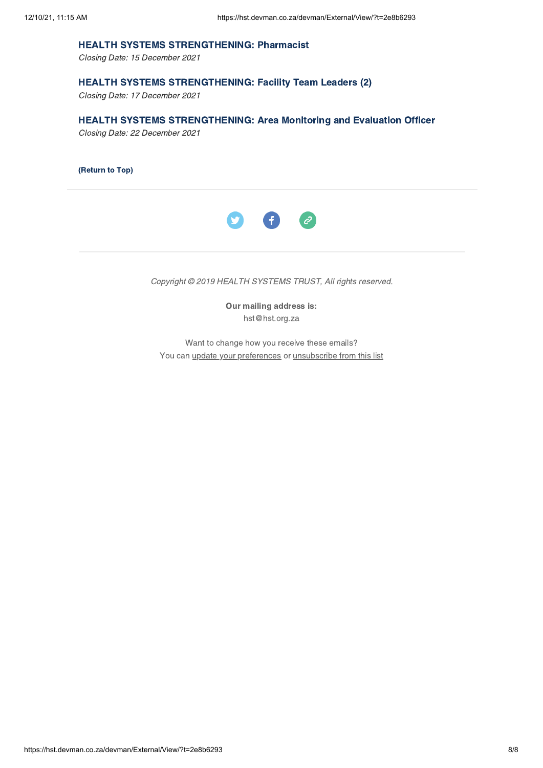### HEALTH SYSTEMS STRENGTHENING: Pharmacist
*Closing Date: 15 December 2021*

### HEALTH SYSTEMS STRENGTHENING: Facility Team Leaders (2)
*Closing Date: 17 December 2021*

### HEALTH SYSTEMS STRENGTHENING: Area Monitoring and Evaluation Officer
*Closing Date: 22 December 2021*

**(Return to Top)**

---

*Copyright © 2019 HEALTH SYSTEMS TRUST, All rights reserved.*

**Our mailing address is:**
hst@hst.org.za

Want to change how you receive these emails?
You can update your preferences or unsubscribe from this list